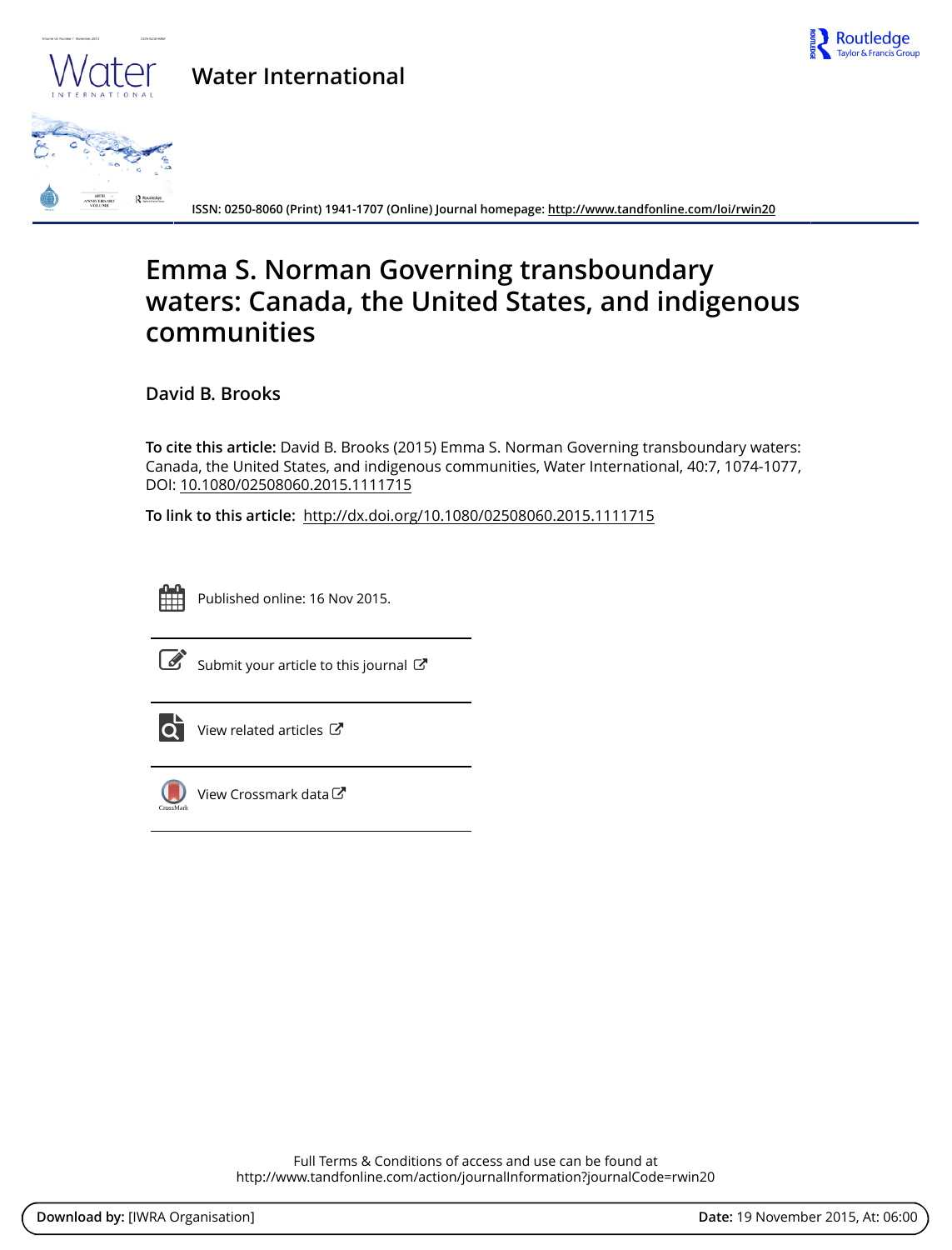Water International

ISSN: 0250-8060 (Print) 1941-1707 (Online) Journal homepage: http://www.tandfonline.com/loi/rwin20

# Emma S. Norman Governing transboundary waters: Canada, the United States, and indigenous communities

**David B. Brooks**

**To cite this article:** David B. Brooks (2015) Emma S. Norman Governing transboundary waters: Canada, the United States, and indigenous communities, Water International, 40:7, 1074-1077, DOI: 10.1080/02508060.2015.1111715

**To link to this article:** http://dx.doi.org/10.1080/02508060.2015.1111715

Published online: 16 Nov 2015.

Submit your article to this journal

View related articles

View Crossmark data

Full Terms & Conditions of access and use can be found at
http://www.tandfonline.com/action/journalInformation?journalCode=rwin20

**Download by:** [IWRA Organisation] **Date:** 19 November 2015, At: 06:00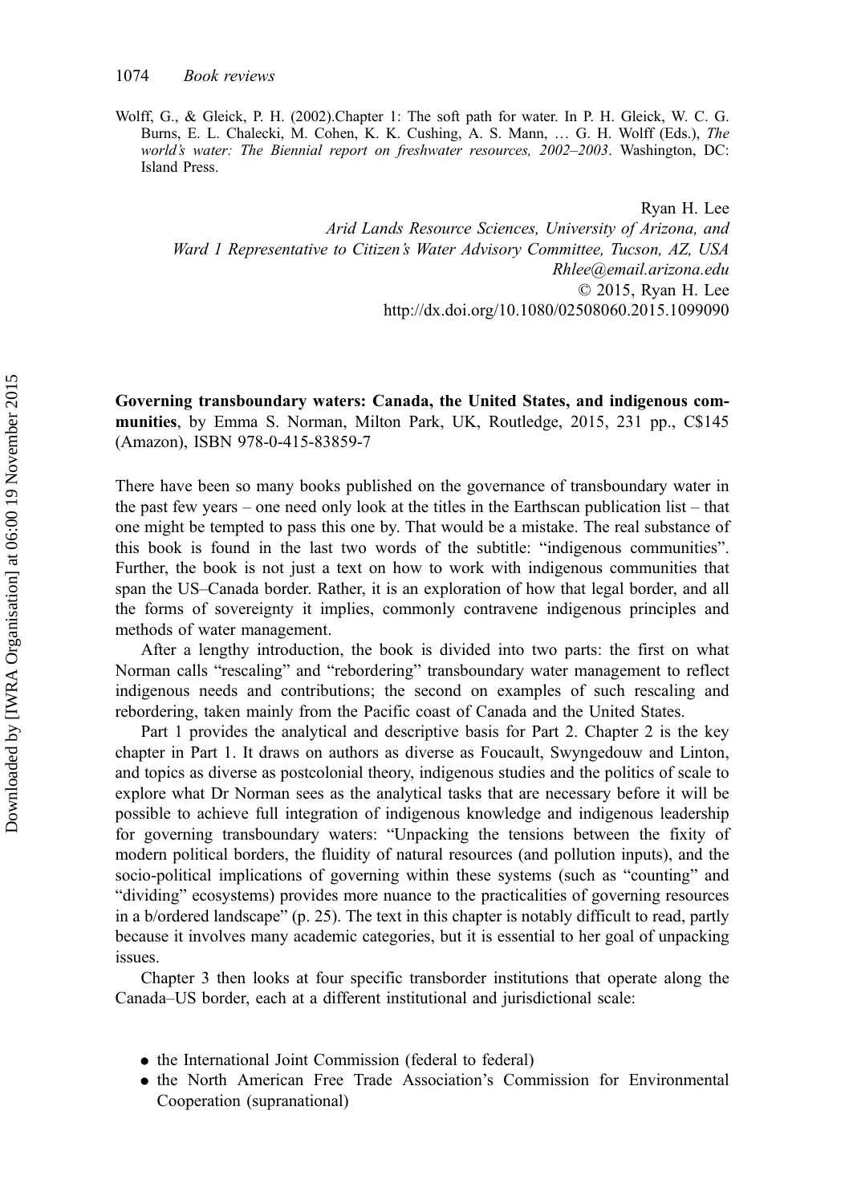Wolff, G., & Gleick, P. H. (2002).Chapter 1: The soft path for water. In P. H. Gleick, W. C. G. Burns, E. L. Chalecki, M. Cohen, K. K. Cushing, A. S. Mann, … G. H. Wolff (Eds.), *The world's water: The Biennial report on freshwater resources, 2002–2003*. Washington, DC: Island Press.

Ryan H. Lee
*Arid Lands Resource Sciences, University of Arizona, and*
*Ward 1 Representative to Citizen's Water Advisory Committee, Tucson, AZ, USA*
*Rhlee@email.arizona.edu*
© 2015, Ryan H. Lee
http://dx.doi.org/10.1080/02508060.2015.1099090

**Governing transboundary waters: Canada, the United States, and indigenous communities**, by Emma S. Norman, Milton Park, UK, Routledge, 2015, 231 pp., C$145 (Amazon), ISBN 978-0-415-83859-7

There have been so many books published on the governance of transboundary water in the past few years – one need only look at the titles in the Earthscan publication list – that one might be tempted to pass this one by. That would be a mistake. The real substance of this book is found in the last two words of the subtitle: "indigenous communities". Further, the book is not just a text on how to work with indigenous communities that span the US–Canada border. Rather, it is an exploration of how that legal border, and all the forms of sovereignty it implies, commonly contravene indigenous principles and methods of water management.

After a lengthy introduction, the book is divided into two parts: the first on what Norman calls "rescaling" and "rebordering" transboundary water management to reflect indigenous needs and contributions; the second on examples of such rescaling and rebordering, taken mainly from the Pacific coast of Canada and the United States.

Part 1 provides the analytical and descriptive basis for Part 2. Chapter 2 is the key chapter in Part 1. It draws on authors as diverse as Foucault, Swyngedouw and Linton, and topics as diverse as postcolonial theory, indigenous studies and the politics of scale to explore what Dr Norman sees as the analytical tasks that are necessary before it will be possible to achieve full integration of indigenous knowledge and indigenous leadership for governing transboundary waters: "Unpacking the tensions between the fixity of modern political borders, the fluidity of natural resources (and pollution inputs), and the socio-political implications of governing within these systems (such as "counting" and "dividing" ecosystems) provides more nuance to the practicalities of governing resources in a b/ordered landscape" (p. 25). The text in this chapter is notably difficult to read, partly because it involves many academic categories, but it is essential to her goal of unpacking issues.

Chapter 3 then looks at four specific transborder institutions that operate along the Canada–US border, each at a different institutional and jurisdictional scale:

- the International Joint Commission (federal to federal)
- the North American Free Trade Association's Commission for Environmental Cooperation (supranational)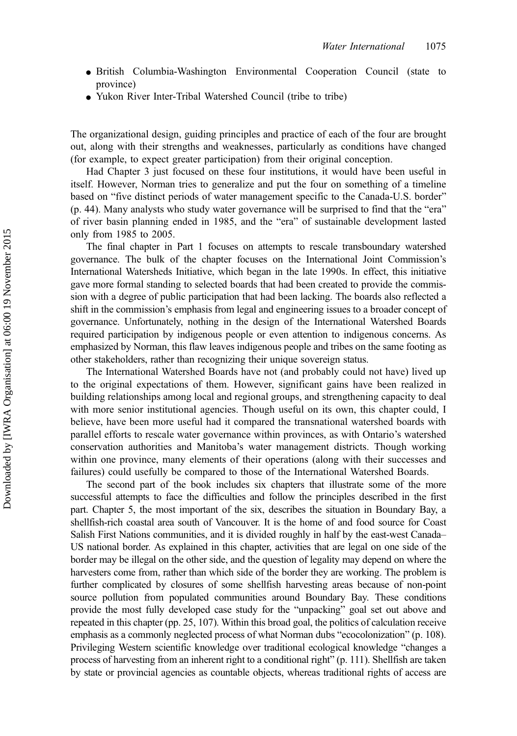- British Columbia-Washington Environmental Cooperation Council (state to province)
- Yukon River Inter-Tribal Watershed Council (tribe to tribe)

The organizational design, guiding principles and practice of each of the four are brought out, along with their strengths and weaknesses, particularly as conditions have changed (for example, to expect greater participation) from their original conception.

Had Chapter 3 just focused on these four institutions, it would have been useful in itself. However, Norman tries to generalize and put the four on something of a timeline based on "five distinct periods of water management specific to the Canada-U.S. border" (p. 44). Many analysts who study water governance will be surprised to find that the "era" of river basin planning ended in 1985, and the "era" of sustainable development lasted only from 1985 to 2005.

The final chapter in Part 1 focuses on attempts to rescale transboundary watershed governance. The bulk of the chapter focuses on the International Joint Commission's International Watersheds Initiative, which began in the late 1990s. In effect, this initiative gave more formal standing to selected boards that had been created to provide the commission with a degree of public participation that had been lacking. The boards also reflected a shift in the commission's emphasis from legal and engineering issues to a broader concept of governance. Unfortunately, nothing in the design of the International Watershed Boards required participation by indigenous people or even attention to indigenous concerns. As emphasized by Norman, this flaw leaves indigenous people and tribes on the same footing as other stakeholders, rather than recognizing their unique sovereign status.

The International Watershed Boards have not (and probably could not have) lived up to the original expectations of them. However, significant gains have been realized in building relationships among local and regional groups, and strengthening capacity to deal with more senior institutional agencies. Though useful on its own, this chapter could, I believe, have been more useful had it compared the transnational watershed boards with parallel efforts to rescale water governance within provinces, as with Ontario's watershed conservation authorities and Manitoba's water management districts. Though working within one province, many elements of their operations (along with their successes and failures) could usefully be compared to those of the International Watershed Boards.

The second part of the book includes six chapters that illustrate some of the more successful attempts to face the difficulties and follow the principles described in the first part. Chapter 5, the most important of the six, describes the situation in Boundary Bay, a shellfish-rich coastal area south of Vancouver. It is the home of and food source for Coast Salish First Nations communities, and it is divided roughly in half by the east-west Canada–US national border. As explained in this chapter, activities that are legal on one side of the border may be illegal on the other side, and the question of legality may depend on where the harvesters come from, rather than which side of the border they are working. The problem is further complicated by closures of some shellfish harvesting areas because of non-point source pollution from populated communities around Boundary Bay. These conditions provide the most fully developed case study for the "unpacking" goal set out above and repeated in this chapter (pp. 25, 107). Within this broad goal, the politics of calculation receive emphasis as a commonly neglected process of what Norman dubs "ecocolonization" (p. 108). Privileging Western scientific knowledge over traditional ecological knowledge "changes a process of harvesting from an inherent right to a conditional right" (p. 111). Shellfish are taken by state or provincial agencies as countable objects, whereas traditional rights of access are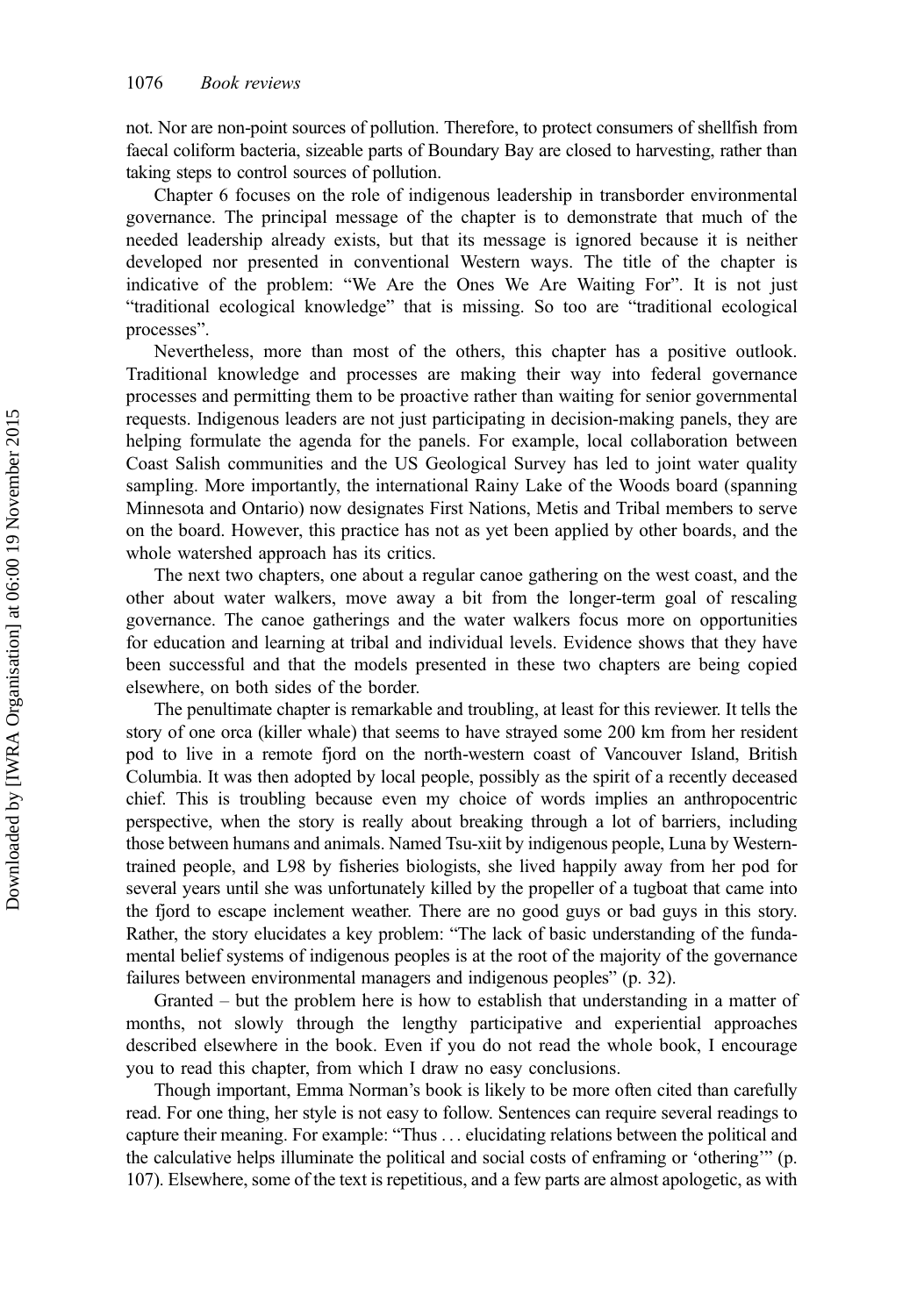not. Nor are non-point sources of pollution. Therefore, to protect consumers of shellfish from faecal coliform bacteria, sizeable parts of Boundary Bay are closed to harvesting, rather than taking steps to control sources of pollution.

Chapter 6 focuses on the role of indigenous leadership in transborder environmental governance. The principal message of the chapter is to demonstrate that much of the needed leadership already exists, but that its message is ignored because it is neither developed nor presented in conventional Western ways. The title of the chapter is indicative of the problem: "We Are the Ones We Are Waiting For". It is not just "traditional ecological knowledge" that is missing. So too are "traditional ecological processes".

Nevertheless, more than most of the others, this chapter has a positive outlook. Traditional knowledge and processes are making their way into federal governance processes and permitting them to be proactive rather than waiting for senior governmental requests. Indigenous leaders are not just participating in decision-making panels, they are helping formulate the agenda for the panels. For example, local collaboration between Coast Salish communities and the US Geological Survey has led to joint water quality sampling. More importantly, the international Rainy Lake of the Woods board (spanning Minnesota and Ontario) now designates First Nations, Metis and Tribal members to serve on the board. However, this practice has not as yet been applied by other boards, and the whole watershed approach has its critics.

The next two chapters, one about a regular canoe gathering on the west coast, and the other about water walkers, move away a bit from the longer-term goal of rescaling governance. The canoe gatherings and the water walkers focus more on opportunities for education and learning at tribal and individual levels. Evidence shows that they have been successful and that the models presented in these two chapters are being copied elsewhere, on both sides of the border.

The penultimate chapter is remarkable and troubling, at least for this reviewer. It tells the story of one orca (killer whale) that seems to have strayed some 200 km from her resident pod to live in a remote fjord on the north-western coast of Vancouver Island, British Columbia. It was then adopted by local people, possibly as the spirit of a recently deceased chief. This is troubling because even my choice of words implies an anthropocentric perspective, when the story is really about breaking through a lot of barriers, including those between humans and animals. Named Tsu-xiit by indigenous people, Luna by Western-trained people, and L98 by fisheries biologists, she lived happily away from her pod for several years until she was unfortunately killed by the propeller of a tugboat that came into the fjord to escape inclement weather. There are no good guys or bad guys in this story. Rather, the story elucidates a key problem: "The lack of basic understanding of the fundamental belief systems of indigenous peoples is at the root of the majority of the governance failures between environmental managers and indigenous peoples" (p. 32).

Granted – but the problem here is how to establish that understanding in a matter of months, not slowly through the lengthy participative and experiential approaches described elsewhere in the book. Even if you do not read the whole book, I encourage you to read this chapter, from which I draw no easy conclusions.

Though important, Emma Norman's book is likely to be more often cited than carefully read. For one thing, her style is not easy to follow. Sentences can require several readings to capture their meaning. For example: "Thus … elucidating relations between the political and the calculative helps illuminate the political and social costs of enframing or 'othering'" (p. 107). Elsewhere, some of the text is repetitious, and a few parts are almost apologetic, as with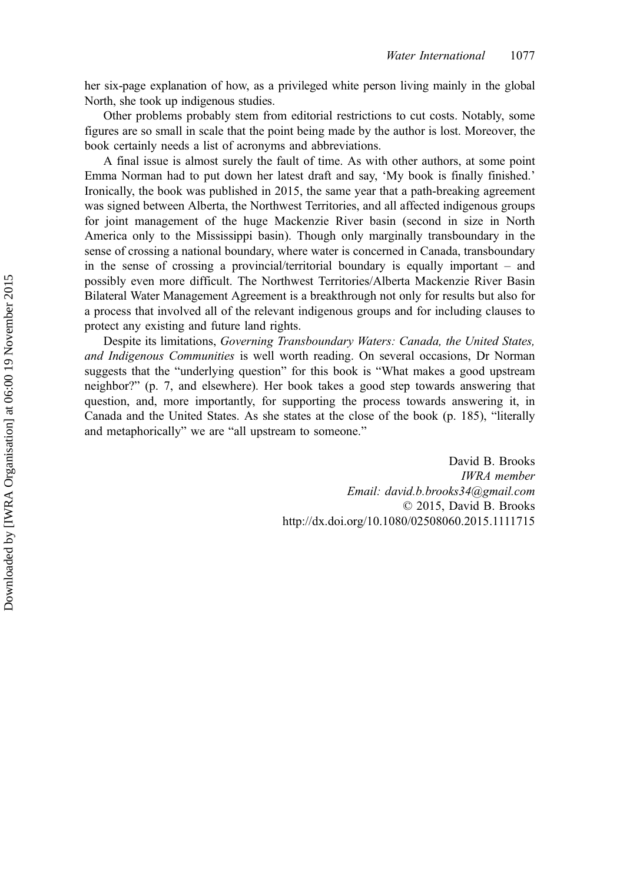her six-page explanation of how, as a privileged white person living mainly in the global North, she took up indigenous studies.

Other problems probably stem from editorial restrictions to cut costs. Notably, some figures are so small in scale that the point being made by the author is lost. Moreover, the book certainly needs a list of acronyms and abbreviations.

A final issue is almost surely the fault of time. As with other authors, at some point Emma Norman had to put down her latest draft and say, 'My book is finally finished.' Ironically, the book was published in 2015, the same year that a path-breaking agreement was signed between Alberta, the Northwest Territories, and all affected indigenous groups for joint management of the huge Mackenzie River basin (second in size in North America only to the Mississippi basin). Though only marginally transboundary in the sense of crossing a national boundary, where water is concerned in Canada, transboundary in the sense of crossing a provincial/territorial boundary is equally important – and possibly even more difficult. The Northwest Territories/Alberta Mackenzie River Basin Bilateral Water Management Agreement is a breakthrough not only for results but also for a process that involved all of the relevant indigenous groups and for including clauses to protect any existing and future land rights.

Despite its limitations, *Governing Transboundary Waters: Canada, the United States, and Indigenous Communities* is well worth reading. On several occasions, Dr Norman suggests that the "underlying question" for this book is "What makes a good upstream neighbor?" (p. 7, and elsewhere). Her book takes a good step towards answering that question, and, more importantly, for supporting the process towards answering it, in Canada and the United States. As she states at the close of the book (p. 185), "literally and metaphorically" we are "all upstream to someone."

David B. Brooks
*IWRA member*
*Email: david.b.brooks34@gmail.com*
© 2015, David B. Brooks
http://dx.doi.org/10.1080/02508060.2015.1111715